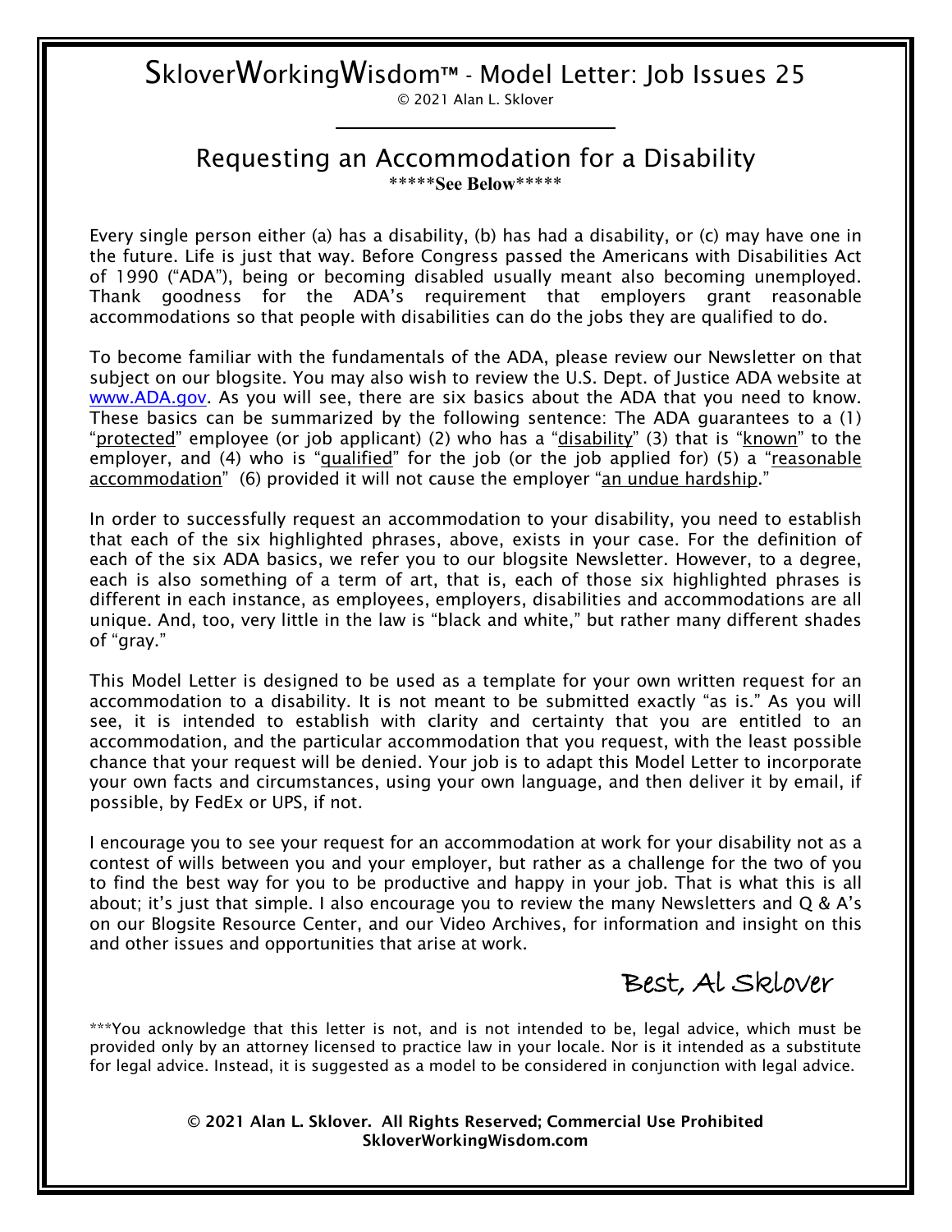# SkloverWorkingWisdom™ - Model Letter: Job Issues 25

© 2021 Alan L. Sklover

## Requesting an Accommodation for a Disability

*****See Below*****

Every single person either (a) has a disability, (b) has had a disability, or (c) may have one in the future. Life is just that way. Before Congress passed the Americans with Disabilities Act of 1990 ("ADA"), being or becoming disabled usually meant also becoming unemployed. Thank goodness for the ADA's requirement that employers grant reasonable accommodations so that people with disabilities can do the jobs they are qualified to do.

To become familiar with the fundamentals of the ADA, please review our Newsletter on that subject on our blogsite. You may also wish to review the U.S. Dept. of Justice ADA website at [www.ADA.gov](http://www.ADA.gov). As you will see, there are six basics about the ADA that you need to know. These basics can be summarized by the following sentence: The ADA guarantees to a (1) "<u>protected</u>" employee (or job applicant) (2) who has a "<u>disability</u>" (3) that is "<u>known</u>" to the employer, and (4) who is "<u>qualified</u>" for the job (or the job applied for) (5) a "<u>reasonable accommodation</u>" (6) provided it will not cause the employer "<u>an undue hardship</u>."

In order to successfully request an accommodation to your disability, you need to establish that each of the six highlighted phrases, above, exists in your case. For the definition of each of the six ADA basics, we refer you to our blogsite Newsletter. However, to a degree, each is also something of a term of art, that is, each of those six highlighted phrases is different in each instance, as employees, employers, disabilities and accommodations are all unique. And, too, very little in the law is "black and white," but rather many different shades of "gray."

This Model Letter is designed to be used as a template for your own written request for an accommodation to a disability. It is not meant to be submitted exactly "as is." As you will see, it is intended to establish with clarity and certainty that you are entitled to an accommodation, and the particular accommodation that you request, with the least possible chance that your request will be denied. Your job is to adapt this Model Letter to incorporate your own facts and circumstances, using your own language, and then deliver it by email, if possible, by FedEx or UPS, if not.

I encourage you to see your request for an accommodation at work for your disability not as a contest of wills between you and your employer, but rather as a challenge for the two of you to find the best way for you to be productive and happy in your job. That is what this is all about; it's just that simple. I also encourage you to review the many Newsletters and Q & A's on our Blogsite Resource Center, and our Video Archives, for information and insight on this and other issues and opportunities that arise at work.

Best, Al Sklover

***You acknowledge that this letter is not, and is not intended to be, legal advice, which must be provided only by an attorney licensed to practice law in your locale. Nor is it intended as a substitute for legal advice. Instead, it is suggested as a model to be considered in conjunction with legal advice.

**© 2021 Alan L. Sklover. All Rights Reserved; Commercial Use Prohibited**
**SkloverWorkingWisdom.com**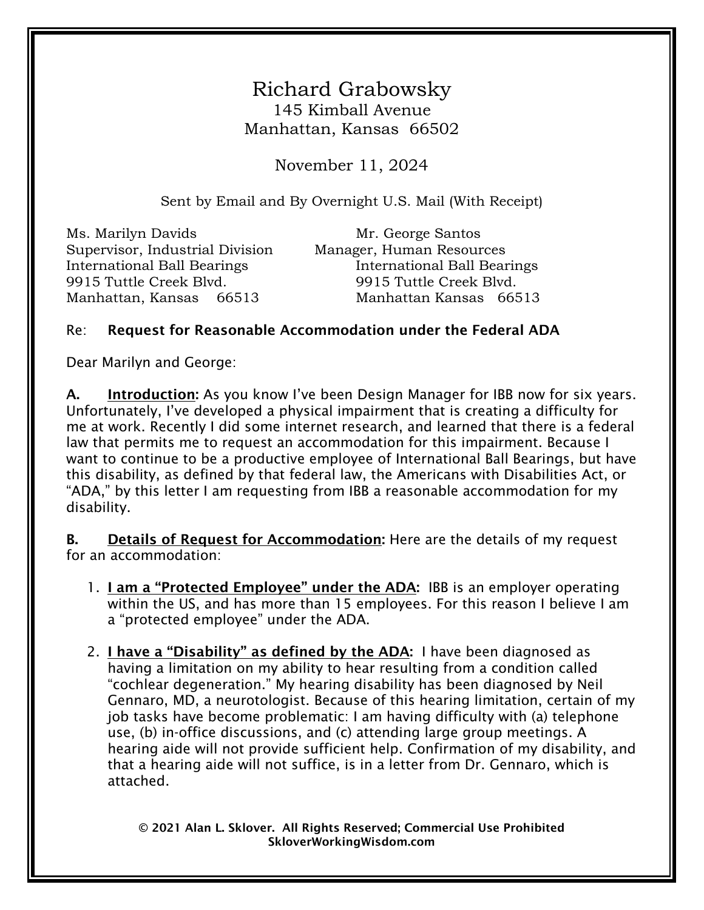# Richard Grabowsky

145 Kimball Avenue
Manhattan, Kansas 66502

November 11, 2024

Sent by Email and By Overnight U.S. Mail (With Receipt)

Ms. Marilyn Davids
Supervisor, Industrial Division
International Ball Bearings
9915 Tuttle Creek Blvd.
Manhattan, Kansas 66513

Mr. George Santos
Manager, Human Resources
International Ball Bearings
9915 Tuttle Creek Blvd.
Manhattan Kansas 66513

Re: **Request for Reasonable Accommodation under the Federal ADA**

Dear Marilyn and George:

**A. Introduction:** As you know I've been Design Manager for IBB now for six years. Unfortunately, I've developed a physical impairment that is creating a difficulty for me at work. Recently I did some internet research, and learned that there is a federal law that permits me to request an accommodation for this impairment. Because I want to continue to be a productive employee of International Ball Bearings, but have this disability, as defined by that federal law, the Americans with Disabilities Act, or "ADA," by this letter I am requesting from IBB a reasonable accommodation for my disability.

**B. Details of Request for Accommodation:** Here are the details of my request for an accommodation:

1. **I am a "Protected Employee" under the ADA:** IBB is an employer operating within the US, and has more than 15 employees. For this reason I believe I am a "protected employee" under the ADA.

2. **I have a "Disability" as defined by the ADA:** I have been diagnosed as having a limitation on my ability to hear resulting from a condition called "cochlear degeneration." My hearing disability has been diagnosed by Neil Gennaro, MD, a neurotologist. Because of this hearing limitation, certain of my job tasks have become problematic: I am having difficulty with (a) telephone use, (b) in-office discussions, and (c) attending large group meetings. A hearing aide will not provide sufficient help. Confirmation of my disability, and that a hearing aide will not suffice, is in a letter from Dr. Gennaro, which is attached.

**© 2021 Alan L. Sklover. All Rights Reserved; Commercial Use Prohibited**
**SkloverWorkingWisdom.com**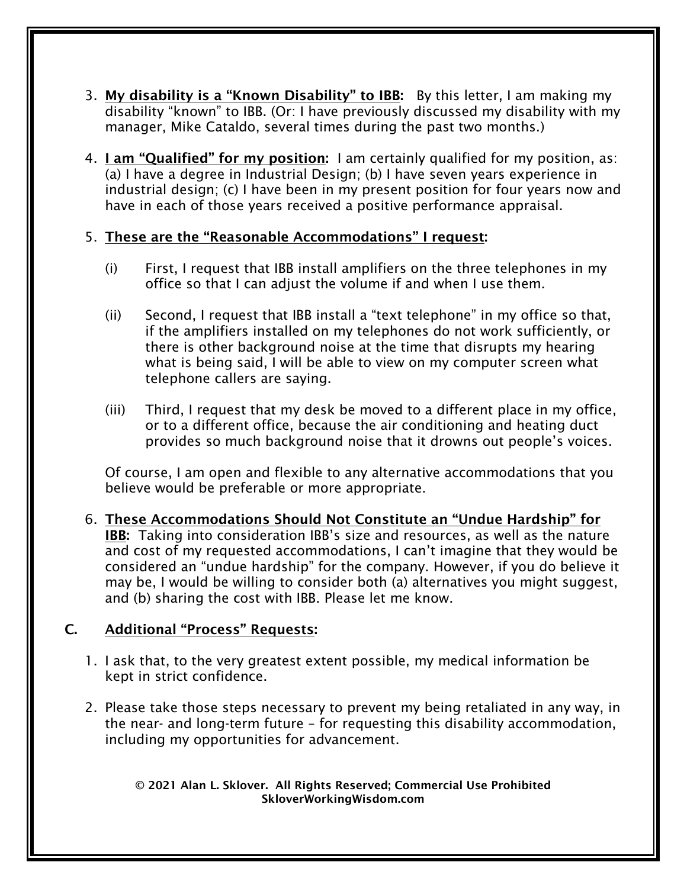3. **<u>My disability is a "Known Disability" to IBB</u>:** By this letter, I am making my disability "known" to IBB. (Or: I have previously discussed my disability with my manager, Mike Cataldo, several times during the past two months.)

4. **<u>I am "Qualified" for my position</u>:** I am certainly qualified for my position, as: (a) I have a degree in Industrial Design; (b) I have seven years experience in industrial design; (c) I have been in my present position for four years now and have in each of those years received a positive performance appraisal.

5. **<u>These are the "Reasonable Accommodations" I request</u>:**

   (i) First, I request that IBB install amplifiers on the three telephones in my office so that I can adjust the volume if and when I use them.

   (ii) Second, I request that IBB install a "text telephone" in my office so that, if the amplifiers installed on my telephones do not work sufficiently, or there is other background noise at the time that disrupts my hearing what is being said, I will be able to view on my computer screen what telephone callers are saying.

   (iii) Third, I request that my desk be moved to a different place in my office, or to a different office, because the air conditioning and heating duct provides so much background noise that it drowns out people's voices.

   Of course, I am open and flexible to any alternative accommodations that you believe would be preferable or more appropriate.

6. **<u>These Accommodations Should Not Constitute an "Undue Hardship" for IBB</u>:** Taking into consideration IBB's size and resources, as well as the nature and cost of my requested accommodations, I can't imagine that they would be considered an "undue hardship" for the company. However, if you do believe it may be, I would be willing to consider both (a) alternatives you might suggest, and (b) sharing the cost with IBB. Please let me know.

## C. <u>Additional "Process" Requests</u>:

1. I ask that, to the very greatest extent possible, my medical information be kept in strict confidence.

2. Please take those steps necessary to prevent my being retaliated in any way, in the near- and long-term future – for requesting this disability accommodation, including my opportunities for advancement.

**© 2021 Alan L. Sklover. All Rights Reserved; Commercial Use Prohibited**
**SkloverWorkingWisdom.com**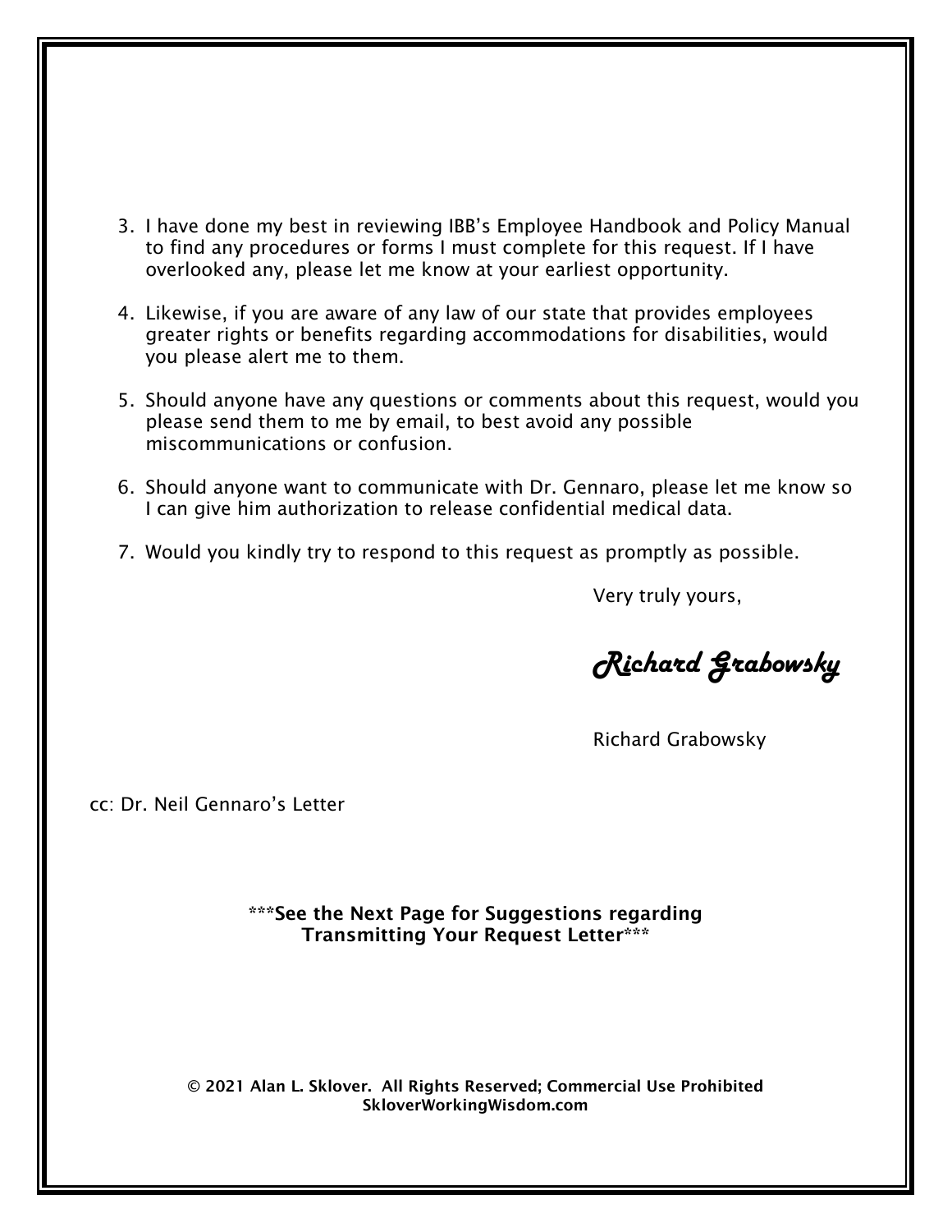3. I have done my best in reviewing IBB's Employee Handbook and Policy Manual to find any procedures or forms I must complete for this request. If I have overlooked any, please let me know at your earliest opportunity.

4. Likewise, if you are aware of any law of our state that provides employees greater rights or benefits regarding accommodations for disabilities, would you please alert me to them.

5. Should anyone have any questions or comments about this request, would you please send them to me by email, to best avoid any possible miscommunications or confusion.

6. Should anyone want to communicate with Dr. Gennaro, please let me know so I can give him authorization to release confidential medical data.

7. Would you kindly try to respond to this request as promptly as possible.

Very truly yours,

*Richard Grabowsky*

Richard Grabowsky

cc: Dr. Neil Gennaro's Letter

**\*\*\*See the Next Page for Suggestions regarding Transmitting Your Request Letter\*\*\***

**© 2021 Alan L. Sklover. All Rights Reserved; Commercial Use Prohibited**
**SkloverWorkingWisdom.com**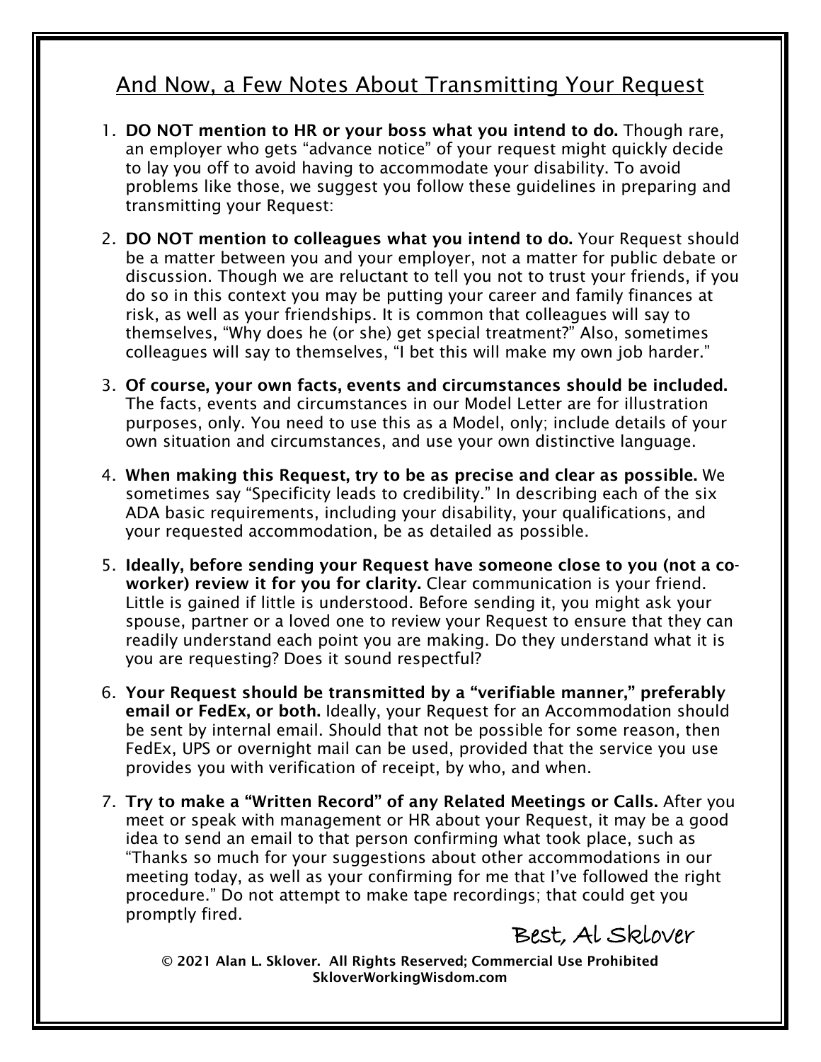## And Now, a Few Notes About Transmitting Your Request

1. **DO NOT mention to HR or your boss what you intend to do.** Though rare, an employer who gets "advance notice" of your request might quickly decide to lay you off to avoid having to accommodate your disability. To avoid problems like those, we suggest you follow these guidelines in preparing and transmitting your Request:

2. **DO NOT mention to colleagues what you intend to do.** Your Request should be a matter between you and your employer, not a matter for public debate or discussion. Though we are reluctant to tell you not to trust your friends, if you do so in this context you may be putting your career and family finances at risk, as well as your friendships. It is common that colleagues will say to themselves, "Why does he (or she) get special treatment?" Also, sometimes colleagues will say to themselves, "I bet this will make my own job harder."

3. **Of course, your own facts, events and circumstances should be included.** The facts, events and circumstances in our Model Letter are for illustration purposes, only. You need to use this as a Model, only; include details of your own situation and circumstances, and use your own distinctive language.

4. **When making this Request, try to be as precise and clear as possible.** We sometimes say "Specificity leads to credibility." In describing each of the six ADA basic requirements, including your disability, your qualifications, and your requested accommodation, be as detailed as possible.

5. **Ideally, before sending your Request have someone close to you (not a co-worker) review it for you for clarity.** Clear communication is your friend. Little is gained if little is understood. Before sending it, you might ask your spouse, partner or a loved one to review your Request to ensure that they can readily understand each point you are making. Do they understand what it is you are requesting? Does it sound respectful?

6. **Your Request should be transmitted by a "verifiable manner," preferably email or FedEx, or both.** Ideally, your Request for an Accommodation should be sent by internal email. Should that not be possible for some reason, then FedEx, UPS or overnight mail can be used, provided that the service you use provides you with verification of receipt, by who, and when.

7. **Try to make a "Written Record" of any Related Meetings or Calls.** After you meet or speak with management or HR about your Request, it may be a good idea to send an email to that person confirming what took place, such as "Thanks so much for your suggestions about other accommodations in our meeting today, as well as your confirming for me that I've followed the right procedure." Do not attempt to make tape recordings; that could get you promptly fired.

Best, Al Sklover

**© 2021 Alan L. Sklover. All Rights Reserved; Commercial Use Prohibited**
**SkloverWorkingWisdom.com**